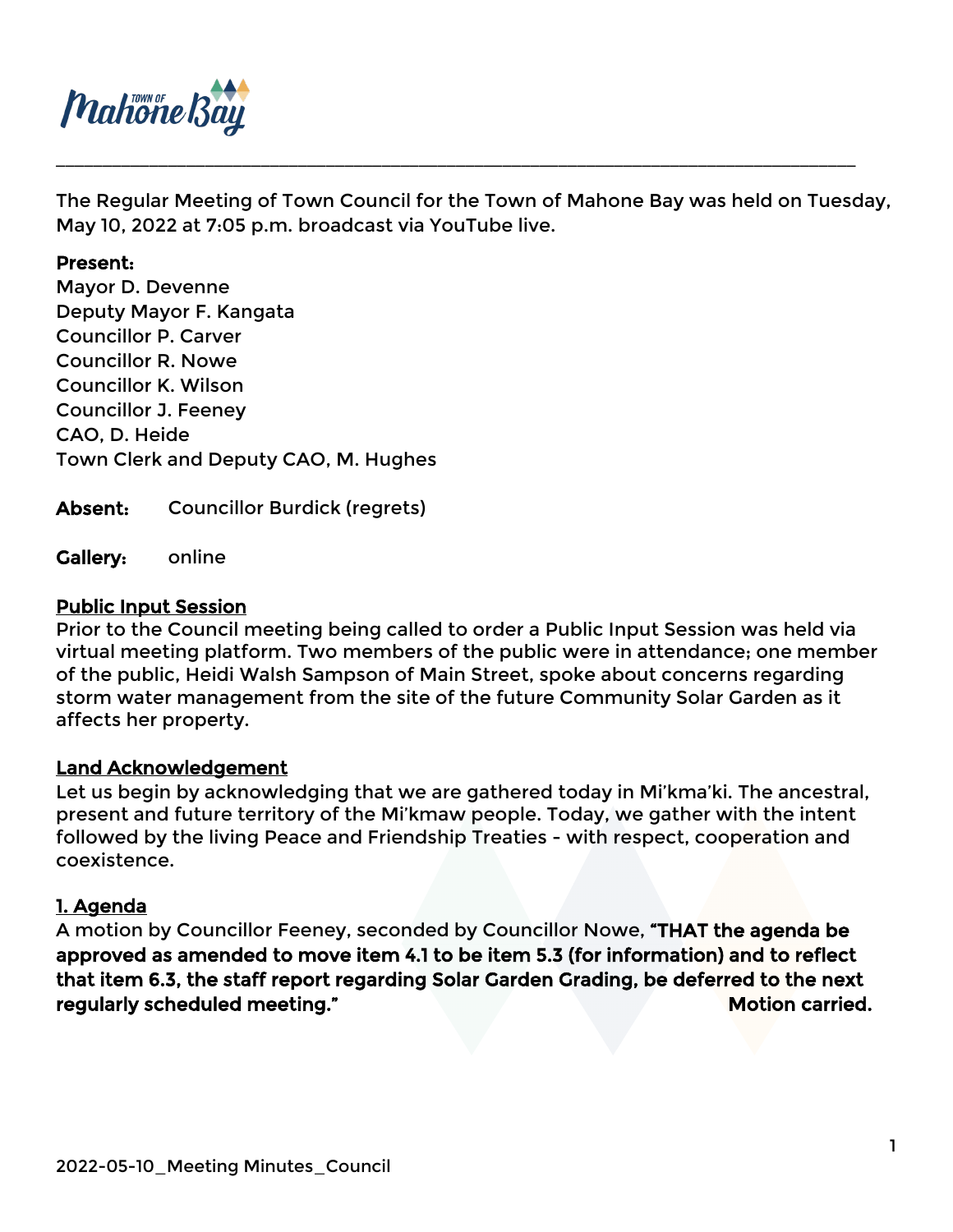The Regular Meeting of Town Council for the Town of Mahone Bay was held on Tuesday, May 10, 2022 at 7:05 p.m. broadcast via YouTube live.

**Present:**
Mayor D. Devenne
Deputy Mayor F. Kangata
Councillor P. Carver
Councillor R. Nowe
Councillor K. Wilson
Councillor J. Feeney
CAO, D. Heide
Town Clerk and Deputy CAO, M. Hughes

**Absent:** Councillor Burdick (regrets)

**Gallery:** online

## Public Input Session

Prior to the Council meeting being called to order a Public Input Session was held via virtual meeting platform. Two members of the public were in attendance; one member of the public, Heidi Walsh Sampson of Main Street, spoke about concerns regarding storm water management from the site of the future Community Solar Garden as it affects her property.

## Land Acknowledgement

Let us begin by acknowledging that we are gathered today in Mi'kma'ki. The ancestral, present and future territory of the Mi'kmaw people. Today, we gather with the intent followed by the living Peace and Friendship Treaties - with respect, cooperation and coexistence.

## 1. Agenda

A motion by Councillor Feeney, seconded by Councillor Nowe, **"THAT the agenda be approved as amended to move item 4.1 to be item 5.3 (for information) and to reflect that item 6.3, the staff report regarding Solar Garden Grading, be deferred to the next regularly scheduled meeting."** **Motion carried.**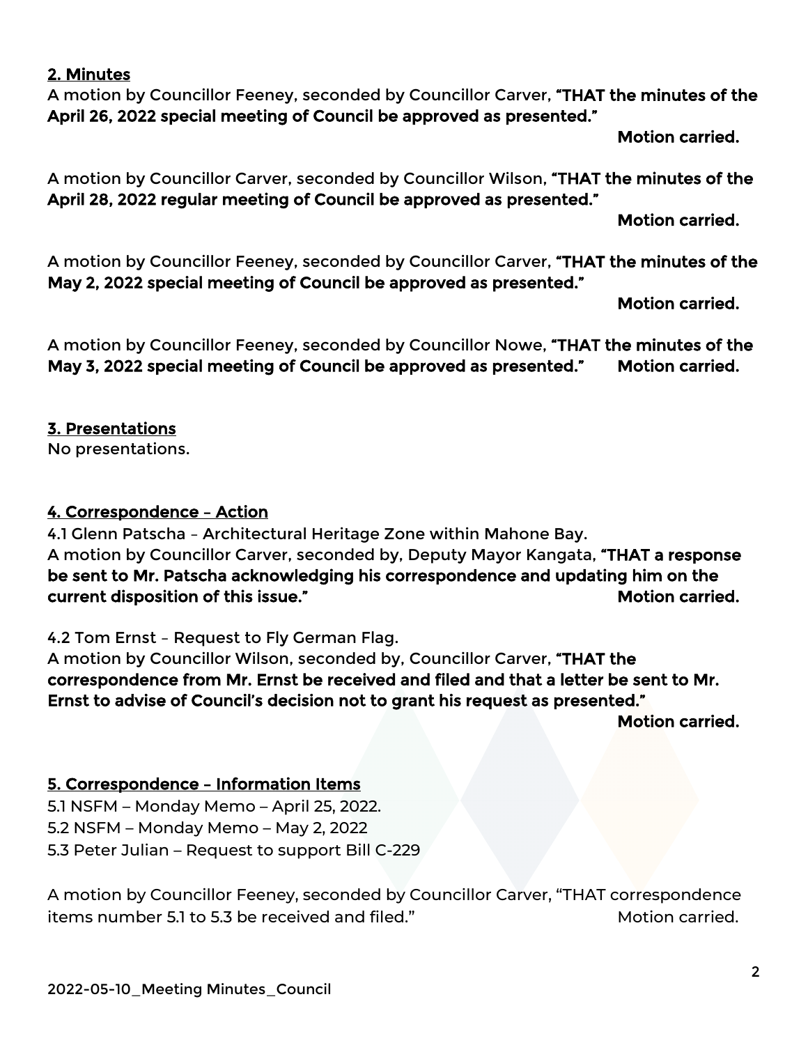## 2. Minutes

A motion by Councillor Feeney, seconded by Councillor Carver, **"THAT the minutes of the April 26, 2022 special meeting of Council be approved as presented."**

**Motion carried.**

A motion by Councillor Carver, seconded by Councillor Wilson, **"THAT the minutes of the April 28, 2022 regular meeting of Council be approved as presented."**

**Motion carried.**

A motion by Councillor Feeney, seconded by Councillor Carver, **"THAT the minutes of the May 2, 2022 special meeting of Council be approved as presented."**

**Motion carried.**

A motion by Councillor Feeney, seconded by Councillor Nowe, **"THAT the minutes of the May 3, 2022 special meeting of Council be approved as presented." Motion carried.**

## 3. Presentations

No presentations.

## 4. Correspondence – Action

4.1 Glenn Patscha – Architectural Heritage Zone within Mahone Bay.

A motion by Councillor Carver, seconded by, Deputy Mayor Kangata, **"THAT a response be sent to Mr. Patscha acknowledging his correspondence and updating him on the current disposition of this issue." Motion carried.**

4.2 Tom Ernst – Request to Fly German Flag.

A motion by Councillor Wilson, seconded by, Councillor Carver, **"THAT the correspondence from Mr. Ernst be received and filed and that a letter be sent to Mr. Ernst to advise of Council's decision not to grant his request as presented."**

**Motion carried.**

## 5. Correspondence – Information Items

5.1 NSFM – Monday Memo – April 25, 2022.
5.2 NSFM – Monday Memo – May 2, 2022
5.3 Peter Julian – Request to support Bill C-229

A motion by Councillor Feeney, seconded by Councillor Carver, "THAT correspondence items number 5.1 to 5.3 be received and filed." Motion carried.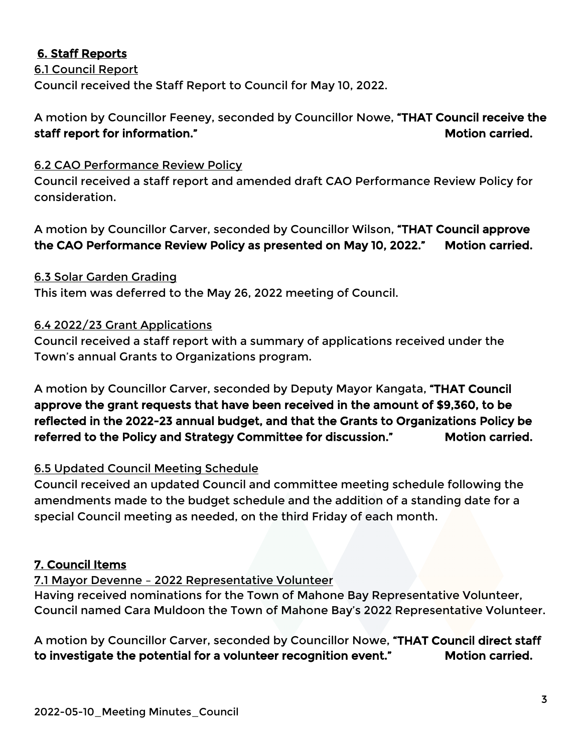## 6. Staff Reports

6.1 Council Report

Council received the Staff Report to Council for May 10, 2022.

A motion by Councillor Feeney, seconded by Councillor Nowe, **"THAT Council receive the staff report for information."** **Motion carried.**

6.2 CAO Performance Review Policy

Council received a staff report and amended draft CAO Performance Review Policy for consideration.

A motion by Councillor Carver, seconded by Councillor Wilson, **"THAT Council approve the CAO Performance Review Policy as presented on May 10, 2022."** **Motion carried.**

6.3 Solar Garden Grading

This item was deferred to the May 26, 2022 meeting of Council.

6.4 2022/23 Grant Applications

Council received a staff report with a summary of applications received under the Town's annual Grants to Organizations program.

A motion by Councillor Carver, seconded by Deputy Mayor Kangata, **"THAT Council approve the grant requests that have been received in the amount of $9,360, to be reflected in the 2022-23 annual budget, and that the Grants to Organizations Policy be referred to the Policy and Strategy Committee for discussion."** **Motion carried.**

6.5 Updated Council Meeting Schedule

Council received an updated Council and committee meeting schedule following the amendments made to the budget schedule and the addition of a standing date for a special Council meeting as needed, on the third Friday of each month.

## 7. Council Items

7.1 Mayor Devenne – 2022 Representative Volunteer

Having received nominations for the Town of Mahone Bay Representative Volunteer, Council named Cara Muldoon the Town of Mahone Bay's 2022 Representative Volunteer.

A motion by Councillor Carver, seconded by Councillor Nowe, **"THAT Council direct staff to investigate the potential for a volunteer recognition event."** **Motion carried.**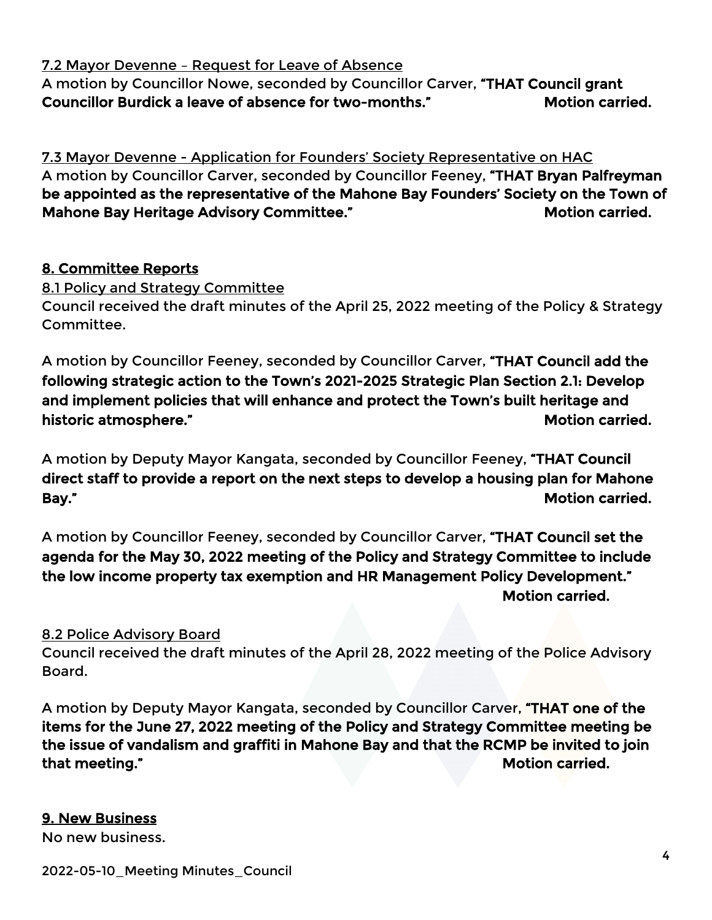7.2 Mayor Devenne – Request for Leave of Absence
A motion by Councillor Nowe, seconded by Councillor Carver, **"THAT Council grant Councillor Burdick a leave of absence for two-months." Motion carried.**

7.3 Mayor Devenne - Application for Founders' Society Representative on HAC
A motion by Councillor Carver, seconded by Councillor Feeney, **"THAT Bryan Palfreyman be appointed as the representative of the Mahone Bay Founders' Society on the Town of Mahone Bay Heritage Advisory Committee." Motion carried.**

## 8. Committee Reports

8.1 Policy and Strategy Committee
Council received the draft minutes of the April 25, 2022 meeting of the Policy & Strategy Committee.

A motion by Councillor Feeney, seconded by Councillor Carver, **"THAT Council add the following strategic action to the Town's 2021-2025 Strategic Plan Section 2.1: Develop and implement policies that will enhance and protect the Town's built heritage and historic atmosphere." Motion carried.**

A motion by Deputy Mayor Kangata, seconded by Councillor Feeney, **"THAT Council direct staff to provide a report on the next steps to develop a housing plan for Mahone Bay." Motion carried.**

A motion by Councillor Feeney, seconded by Councillor Carver, **"THAT Council set the agenda for the May 30, 2022 meeting of the Policy and Strategy Committee to include the low income property tax exemption and HR Management Policy Development." Motion carried.**

8.2 Police Advisory Board
Council received the draft minutes of the April 28, 2022 meeting of the Police Advisory Board.

A motion by Deputy Mayor Kangata, seconded by Councillor Carver, **"THAT one of the items for the June 27, 2022 meeting of the Policy and Strategy Committee meeting be the issue of vandalism and graffiti in Mahone Bay and that the RCMP be invited to join that meeting." Motion carried.**

## 9. New Business

No new business.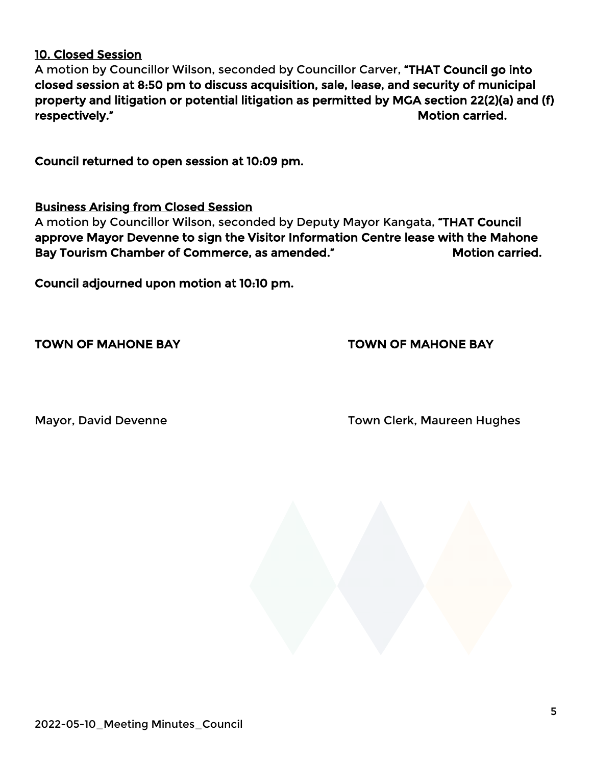**<u>10. Closed Session</u>**

A motion by Councillor Wilson, seconded by Councillor Carver, **"THAT Council go into closed session at 8:50 pm to discuss acquisition, sale, lease, and security of municipal property and litigation or potential litigation as permitted by MGA section 22(2)(a) and (f) respectively."** **Motion carried.**

**Council returned to open session at 10:09 pm.**

**<u>Business Arising from Closed Session</u>**

A motion by Councillor Wilson, seconded by Deputy Mayor Kangata, **"THAT Council approve Mayor Devenne to sign the Visitor Information Centre lease with the Mahone Bay Tourism Chamber of Commerce, as amended."** **Motion carried.**

**Council adjourned upon motion at 10:10 pm.**

**TOWN OF MAHONE BAY**

Mayor, David Devenne

**TOWN OF MAHONE BAY**

Town Clerk, Maureen Hughes